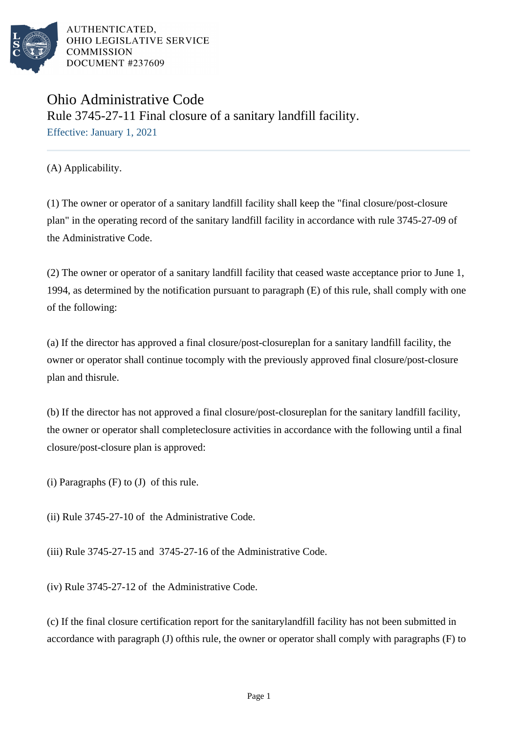AUTHENTICATED,
OHIO LEGISLATIVE SERVICE
COMMISSION
DOCUMENT #237609

# Ohio Administrative Code

## Rule 3745-27-11 Final closure of a sanitary landfill facility.

Effective: January 1, 2021

(A) Applicability.

(1) The owner or operator of a sanitary landfill facility shall keep the "final closure/post-closure plan" in the operating record of the sanitary landfill facility in accordance with rule 3745-27-09 of the Administrative Code.

(2) The owner or operator of a sanitary landfill facility that ceased waste acceptance prior to June 1, 1994, as determined by the notification pursuant to paragraph (E) of this rule, shall comply with one of the following:

(a) If the director has approved a final closure/post-closureplan for a sanitary landfill facility, the owner or operator shall continue tocomply with the previously approved final closure/post-closure plan and thisrule.

(b) If the director has not approved a final closure/post-closureplan for the sanitary landfill facility, the owner or operator shall completeclosure activities in accordance with the following until a final closure/post-closure plan is approved:

(i) Paragraphs (F) to (J) of this rule.

(ii) Rule 3745-27-10 of the Administrative Code.

(iii) Rule 3745-27-15 and 3745-27-16 of the Administrative Code.

(iv) Rule 3745-27-12 of the Administrative Code.

(c) If the final closure certification report for the sanitarylandfill facility has not been submitted in accordance with paragraph (J) ofthis rule, the owner or operator shall comply with paragraphs (F) to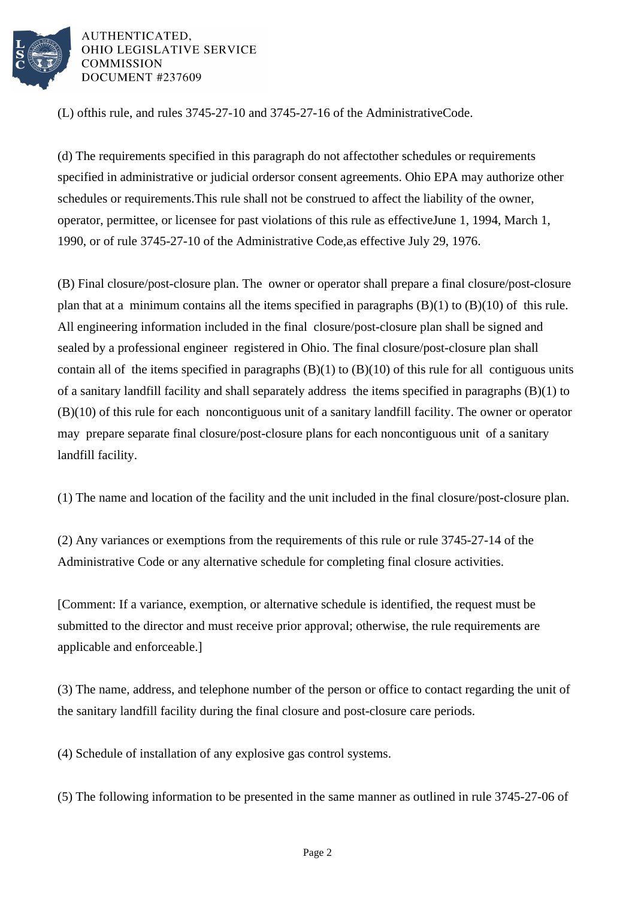(L) ofthis rule, and rules 3745-27-10 and 3745-27-16 of the AdministrativeCode.

(d) The requirements specified in this paragraph do not affectother schedules or requirements specified in administrative or judicial ordersor consent agreements. Ohio EPA may authorize other schedules or requirements.This rule shall not be construed to affect the liability of the owner, operator, permittee, or licensee for past violations of this rule as effectiveJune 1, 1994, March 1, 1990, or of rule 3745-27-10 of the Administrative Code,as effective July 29, 1976.

(B) Final closure/post-closure plan. The owner or operator shall prepare a final closure/post-closure plan that at a minimum contains all the items specified in paragraphs (B)(1) to (B)(10) of this rule. All engineering information included in the final closure/post-closure plan shall be signed and sealed by a professional engineer registered in Ohio. The final closure/post-closure plan shall contain all of the items specified in paragraphs (B)(1) to (B)(10) of this rule for all contiguous units of a sanitary landfill facility and shall separately address the items specified in paragraphs (B)(1) to (B)(10) of this rule for each noncontiguous unit of a sanitary landfill facility. The owner or operator may prepare separate final closure/post-closure plans for each noncontiguous unit of a sanitary landfill facility.

(1) The name and location of the facility and the unit included in the final closure/post-closure plan.

(2) Any variances or exemptions from the requirements of this rule or rule 3745-27-14 of the Administrative Code or any alternative schedule for completing final closure activities.

[Comment: If a variance, exemption, or alternative schedule is identified, the request must be submitted to the director and must receive prior approval; otherwise, the rule requirements are applicable and enforceable.]

(3) The name, address, and telephone number of the person or office to contact regarding the unit of the sanitary landfill facility during the final closure and post-closure care periods.

(4) Schedule of installation of any explosive gas control systems.

(5) The following information to be presented in the same manner as outlined in rule 3745-27-06 of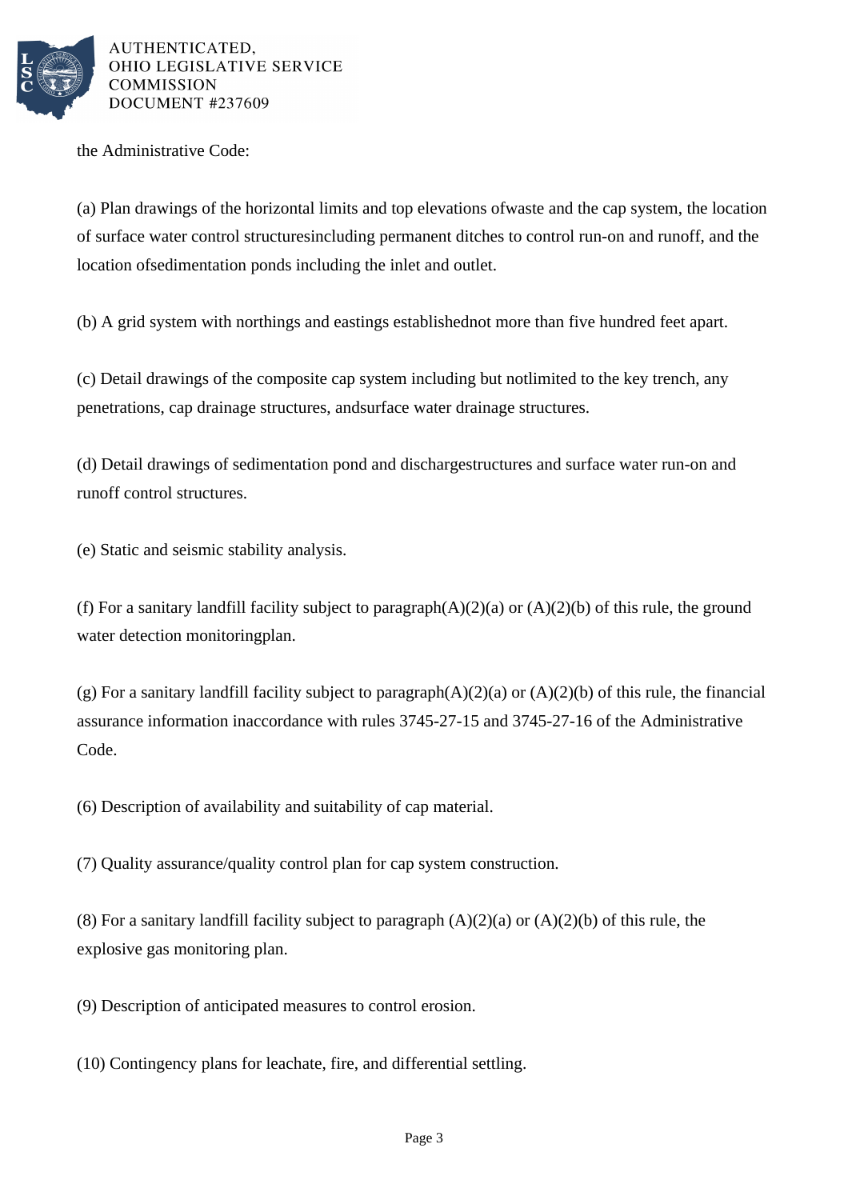the Administrative Code:

(a) Plan drawings of the horizontal limits and top elevations ofwaste and the cap system, the location of surface water control structuresincluding permanent ditches to control run-on and runoff, and the location ofsedimentation ponds including the inlet and outlet.

(b) A grid system with northings and eastings establishednot more than five hundred feet apart.

(c) Detail drawings of the composite cap system including but notlimited to the key trench, any penetrations, cap drainage structures, andsurface water drainage structures.

(d) Detail drawings of sedimentation pond and dischargestructures and surface water run-on and runoff control structures.

(e) Static and seismic stability analysis.

(f) For a sanitary landfill facility subject to paragraph(A)(2)(a) or (A)(2)(b) of this rule, the ground water detection monitoringplan.

(g) For a sanitary landfill facility subject to paragraph(A)(2)(a) or (A)(2)(b) of this rule, the financial assurance information inaccordance with rules 3745-27-15 and 3745-27-16 of the Administrative Code.

(6) Description of availability and suitability of cap material.

(7) Quality assurance/quality control plan for cap system construction.

(8) For a sanitary landfill facility subject to paragraph (A)(2)(a) or (A)(2)(b) of this rule, the explosive gas monitoring plan.

(9) Description of anticipated measures to control erosion.

(10) Contingency plans for leachate, fire, and differential settling.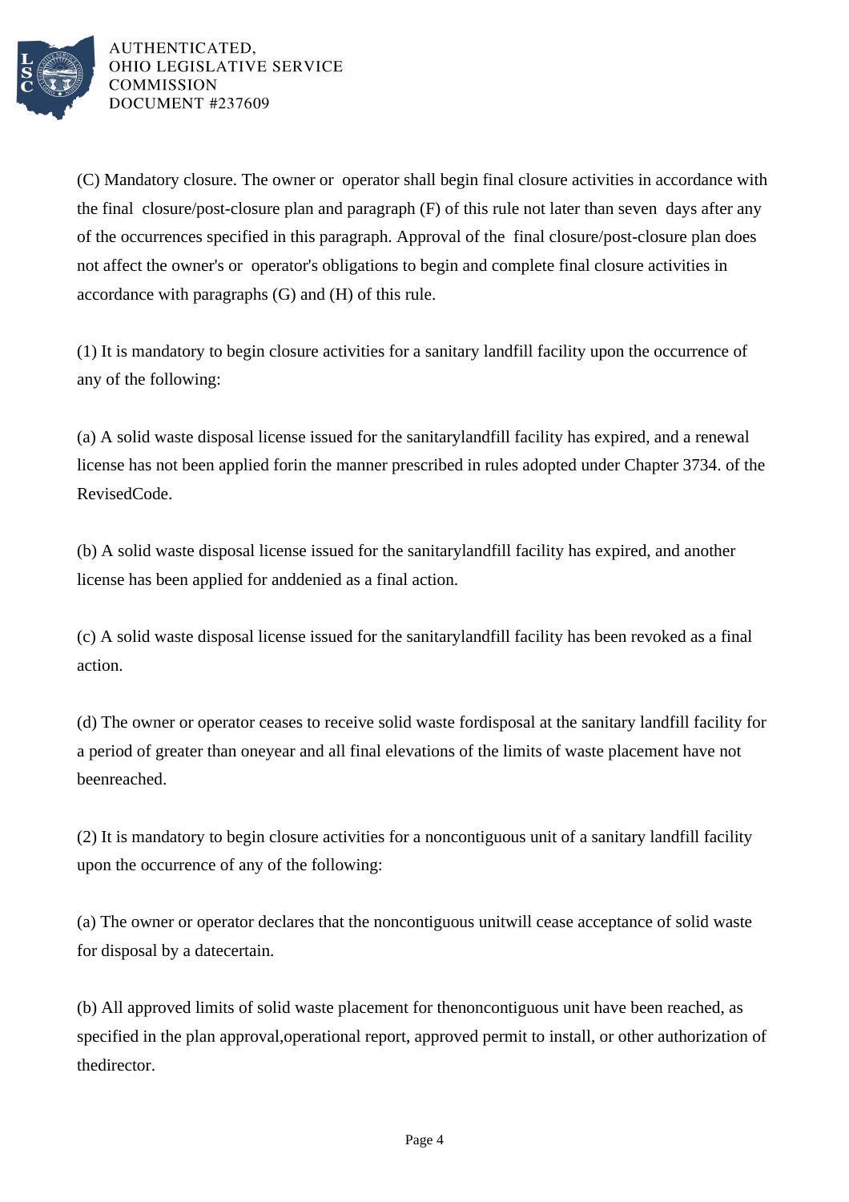(C) Mandatory closure. The owner or operator shall begin final closure activities in accordance with the final closure/post-closure plan and paragraph (F) of this rule not later than seven days after any of the occurrences specified in this paragraph. Approval of the final closure/post-closure plan does not affect the owner's or operator's obligations to begin and complete final closure activities in accordance with paragraphs (G) and (H) of this rule.

(1) It is mandatory to begin closure activities for a sanitary landfill facility upon the occurrence of any of the following:

(a) A solid waste disposal license issued for the sanitarylandfill facility has expired, and a renewal license has not been applied forin the manner prescribed in rules adopted under Chapter 3734. of the RevisedCode.

(b) A solid waste disposal license issued for the sanitarylandfill facility has expired, and another license has been applied for anddenied as a final action.

(c) A solid waste disposal license issued for the sanitarylandfill facility has been revoked as a final action.

(d) The owner or operator ceases to receive solid waste fordisposal at the sanitary landfill facility for a period of greater than oneyear and all final elevations of the limits of waste placement have not beenreached.

(2) It is mandatory to begin closure activities for a noncontiguous unit of a sanitary landfill facility upon the occurrence of any of the following:

(a) The owner or operator declares that the noncontiguous unitwill cease acceptance of solid waste for disposal by a datecertain.

(b) All approved limits of solid waste placement for thenoncontiguous unit have been reached, as specified in the plan approval,operational report, approved permit to install, or other authorization of thedirector.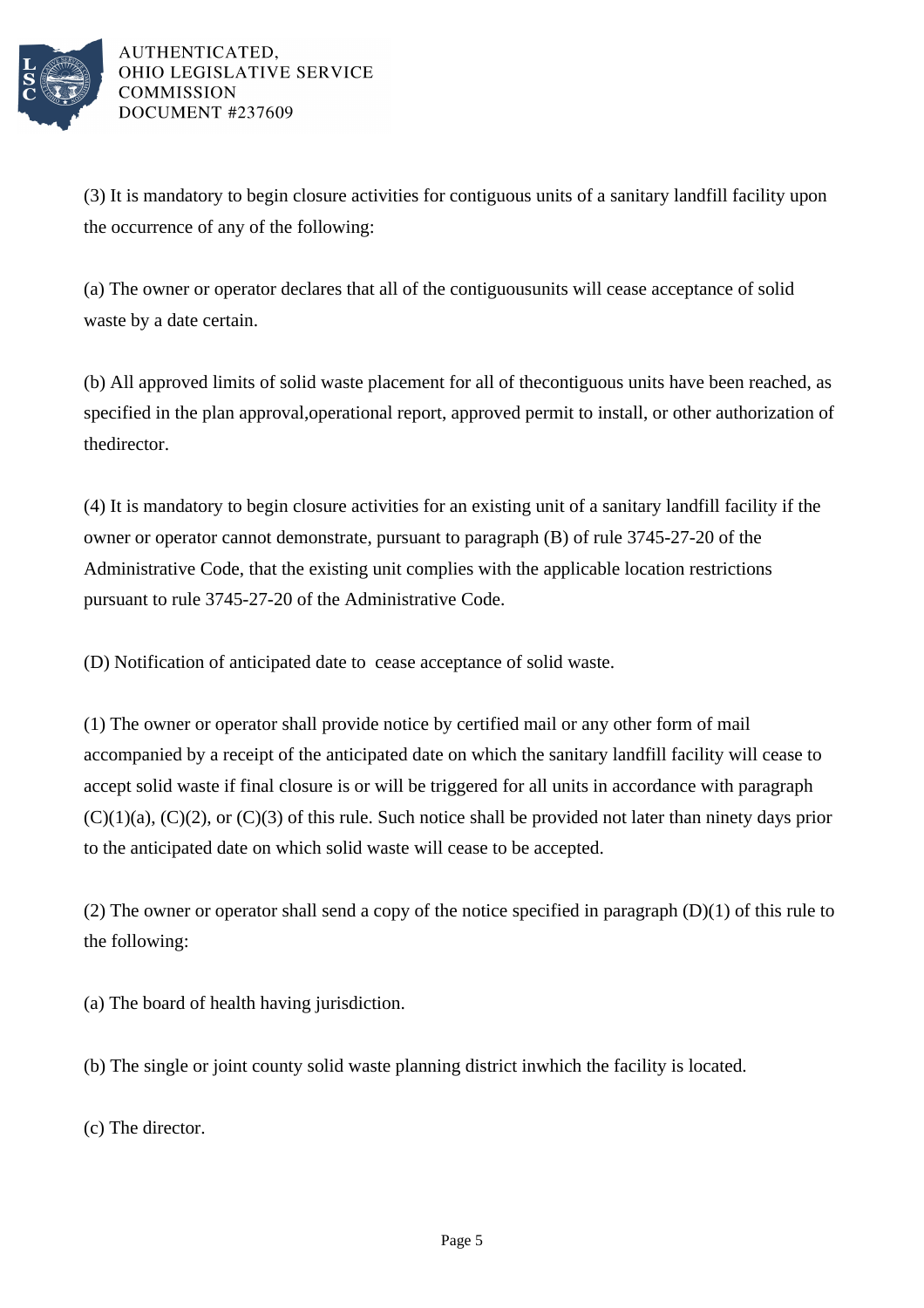(3) It is mandatory to begin closure activities for contiguous units of a sanitary landfill facility upon the occurrence of any of the following:

(a) The owner or operator declares that all of the contiguousunits will cease acceptance of solid waste by a date certain.

(b) All approved limits of solid waste placement for all of thecontiguous units have been reached, as specified in the plan approval,operational report, approved permit to install, or other authorization of thedirector.

(4) It is mandatory to begin closure activities for an existing unit of a sanitary landfill facility if the owner or operator cannot demonstrate, pursuant to paragraph (B) of rule 3745-27-20 of the Administrative Code, that the existing unit complies with the applicable location restrictions pursuant to rule 3745-27-20 of the Administrative Code.

(D) Notification of anticipated date to cease acceptance of solid waste.

(1) The owner or operator shall provide notice by certified mail or any other form of mail accompanied by a receipt of the anticipated date on which the sanitary landfill facility will cease to accept solid waste if final closure is or will be triggered for all units in accordance with paragraph (C)(1)(a), (C)(2), or (C)(3) of this rule. Such notice shall be provided not later than ninety days prior to the anticipated date on which solid waste will cease to be accepted.

(2) The owner or operator shall send a copy of the notice specified in paragraph (D)(1) of this rule to the following:

(a) The board of health having jurisdiction.

(b) The single or joint county solid waste planning district inwhich the facility is located.

(c) The director.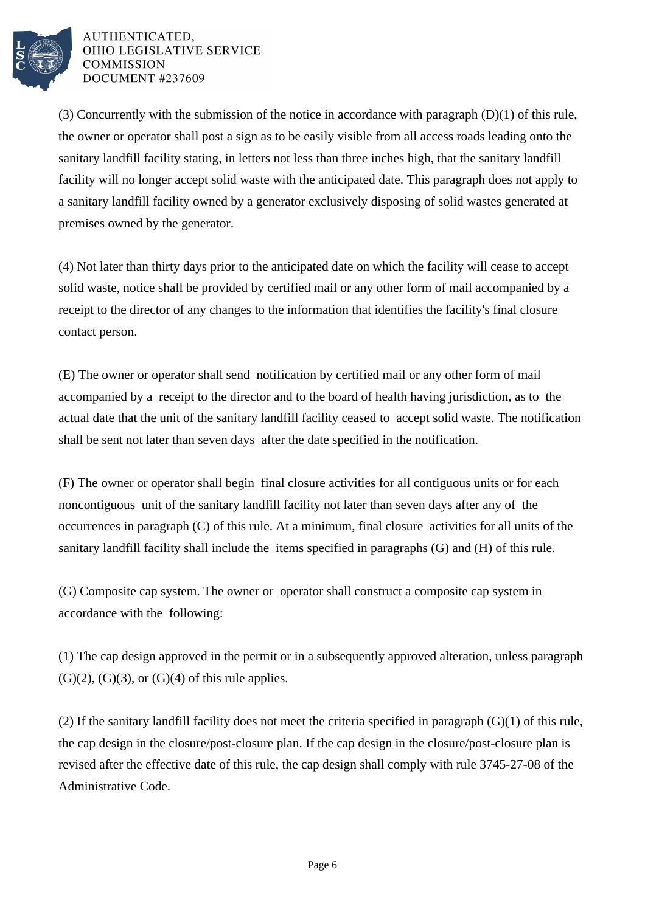(3) Concurrently with the submission of the notice in accordance with paragraph (D)(1) of this rule, the owner or operator shall post a sign as to be easily visible from all access roads leading onto the sanitary landfill facility stating, in letters not less than three inches high, that the sanitary landfill facility will no longer accept solid waste with the anticipated date. This paragraph does not apply to a sanitary landfill facility owned by a generator exclusively disposing of solid wastes generated at premises owned by the generator.

(4) Not later than thirty days prior to the anticipated date on which the facility will cease to accept solid waste, notice shall be provided by certified mail or any other form of mail accompanied by a receipt to the director of any changes to the information that identifies the facility's final closure contact person.

(E) The owner or operator shall send notification by certified mail or any other form of mail accompanied by a receipt to the director and to the board of health having jurisdiction, as to the actual date that the unit of the sanitary landfill facility ceased to accept solid waste. The notification shall be sent not later than seven days after the date specified in the notification.

(F) The owner or operator shall begin final closure activities for all contiguous units or for each noncontiguous unit of the sanitary landfill facility not later than seven days after any of the occurrences in paragraph (C) of this rule. At a minimum, final closure activities for all units of the sanitary landfill facility shall include the items specified in paragraphs (G) and (H) of this rule.

(G) Composite cap system. The owner or operator shall construct a composite cap system in accordance with the following:

(1) The cap design approved in the permit or in a subsequently approved alteration, unless paragraph (G)(2), (G)(3), or (G)(4) of this rule applies.

(2) If the sanitary landfill facility does not meet the criteria specified in paragraph (G)(1) of this rule, the cap design in the closure/post-closure plan. If the cap design in the closure/post-closure plan is revised after the effective date of this rule, the cap design shall comply with rule 3745-27-08 of the Administrative Code.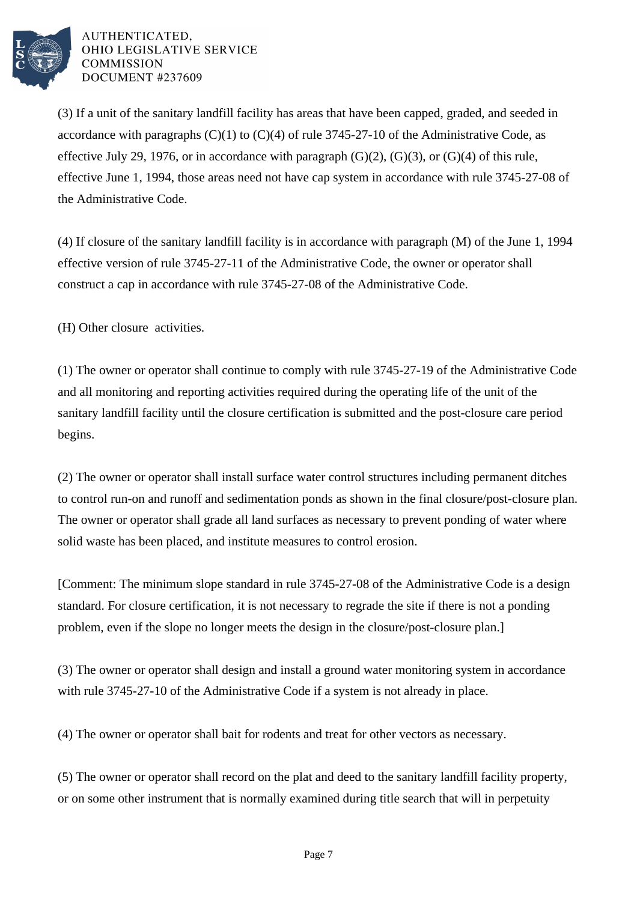(3) If a unit of the sanitary landfill facility has areas that have been capped, graded, and seeded in accordance with paragraphs (C)(1) to (C)(4) of rule 3745-27-10 of the Administrative Code, as effective July 29, 1976, or in accordance with paragraph (G)(2), (G)(3), or (G)(4) of this rule, effective June 1, 1994, those areas need not have cap system in accordance with rule 3745-27-08 of the Administrative Code.

(4) If closure of the sanitary landfill facility is in accordance with paragraph (M) of the June 1, 1994 effective version of rule 3745-27-11 of the Administrative Code, the owner or operator shall construct a cap in accordance with rule 3745-27-08 of the Administrative Code.

(H) Other closure activities.

(1) The owner or operator shall continue to comply with rule 3745-27-19 of the Administrative Code and all monitoring and reporting activities required during the operating life of the unit of the sanitary landfill facility until the closure certification is submitted and the post-closure care period begins.

(2) The owner or operator shall install surface water control structures including permanent ditches to control run-on and runoff and sedimentation ponds as shown in the final closure/post-closure plan. The owner or operator shall grade all land surfaces as necessary to prevent ponding of water where solid waste has been placed, and institute measures to control erosion.

[Comment: The minimum slope standard in rule 3745-27-08 of the Administrative Code is a design standard. For closure certification, it is not necessary to regrade the site if there is not a ponding problem, even if the slope no longer meets the design in the closure/post-closure plan.]

(3) The owner or operator shall design and install a ground water monitoring system in accordance with rule 3745-27-10 of the Administrative Code if a system is not already in place.

(4) The owner or operator shall bait for rodents and treat for other vectors as necessary.

(5) The owner or operator shall record on the plat and deed to the sanitary landfill facility property, or on some other instrument that is normally examined during title search that will in perpetuity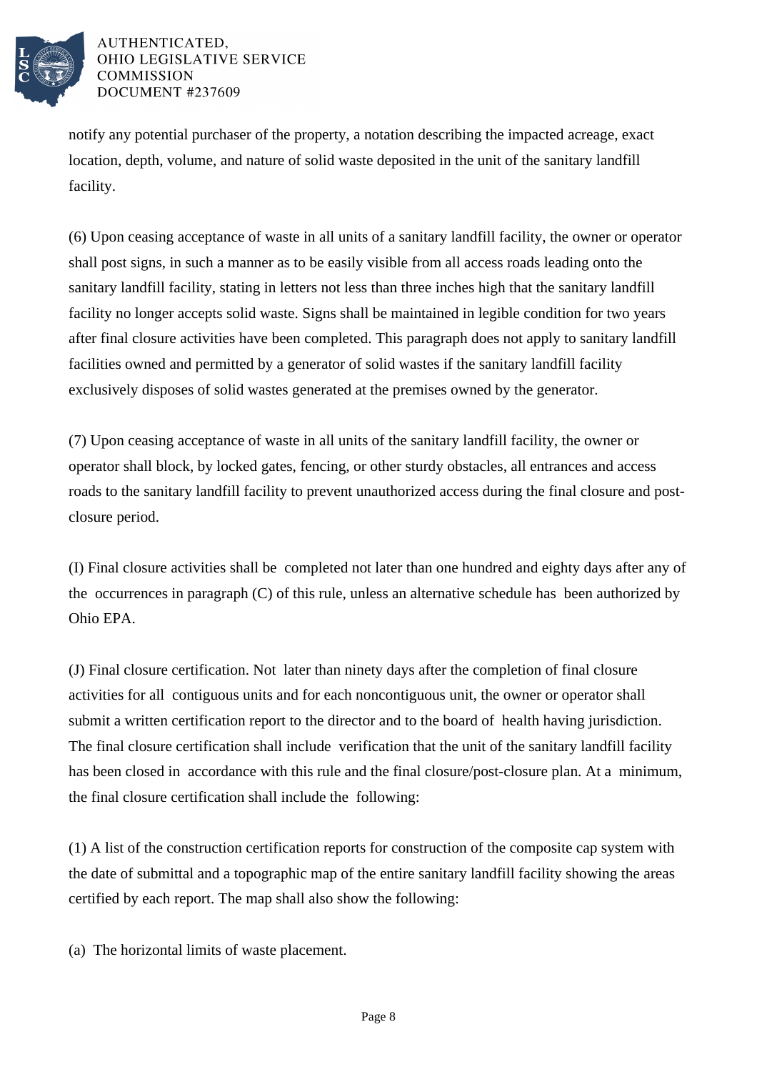notify any potential purchaser of the property, a notation describing the impacted acreage, exact location, depth, volume, and nature of solid waste deposited in the unit of the sanitary landfill facility.

(6) Upon ceasing acceptance of waste in all units of a sanitary landfill facility, the owner or operator shall post signs, in such a manner as to be easily visible from all access roads leading onto the sanitary landfill facility, stating in letters not less than three inches high that the sanitary landfill facility no longer accepts solid waste. Signs shall be maintained in legible condition for two years after final closure activities have been completed. This paragraph does not apply to sanitary landfill facilities owned and permitted by a generator of solid wastes if the sanitary landfill facility exclusively disposes of solid wastes generated at the premises owned by the generator.

(7) Upon ceasing acceptance of waste in all units of the sanitary landfill facility, the owner or operator shall block, by locked gates, fencing, or other sturdy obstacles, all entrances and access roads to the sanitary landfill facility to prevent unauthorized access during the final closure and post-closure period.

(I) Final closure activities shall be completed not later than one hundred and eighty days after any of the occurrences in paragraph (C) of this rule, unless an alternative schedule has been authorized by Ohio EPA.

(J) Final closure certification. Not later than ninety days after the completion of final closure activities for all contiguous units and for each noncontiguous unit, the owner or operator shall submit a written certification report to the director and to the board of health having jurisdiction. The final closure certification shall include verification that the unit of the sanitary landfill facility has been closed in accordance with this rule and the final closure/post-closure plan. At a minimum, the final closure certification shall include the following:

(1) A list of the construction certification reports for construction of the composite cap system with the date of submittal and a topographic map of the entire sanitary landfill facility showing the areas certified by each report. The map shall also show the following:

(a) The horizontal limits of waste placement.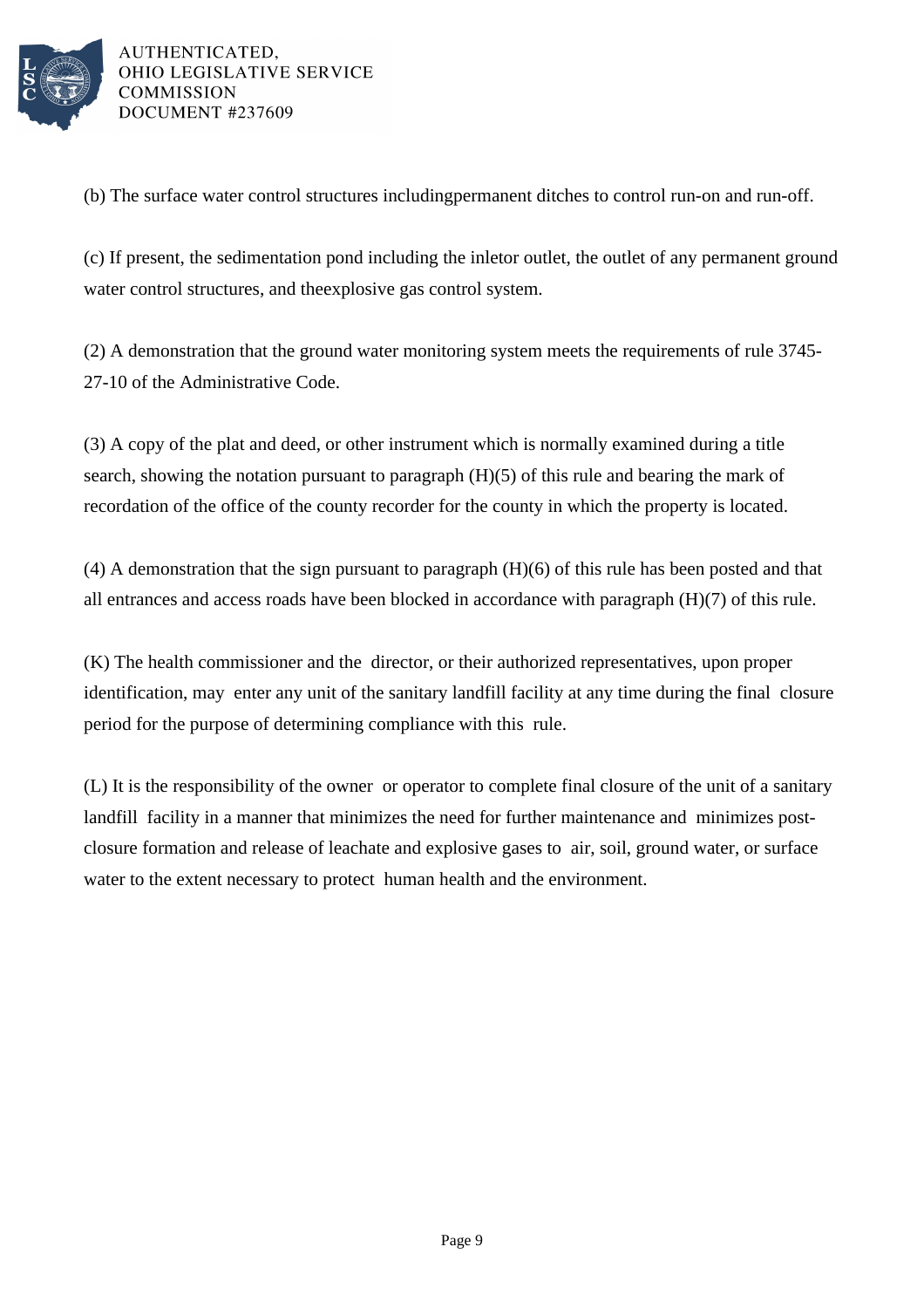(b) The surface water control structures includingpermanent ditches to control run-on and run-off.

(c) If present, the sedimentation pond including the inletor outlet, the outlet of any permanent ground water control structures, and theexplosive gas control system.

(2) A demonstration that the ground water monitoring system meets the requirements of rule 3745-27-10 of the Administrative Code.

(3) A copy of the plat and deed, or other instrument which is normally examined during a title search, showing the notation pursuant to paragraph (H)(5) of this rule and bearing the mark of recordation of the office of the county recorder for the county in which the property is located.

(4) A demonstration that the sign pursuant to paragraph (H)(6) of this rule has been posted and that all entrances and access roads have been blocked in accordance with paragraph (H)(7) of this rule.

(K) The health commissioner and the director, or their authorized representatives, upon proper identification, may enter any unit of the sanitary landfill facility at any time during the final closure period for the purpose of determining compliance with this rule.

(L) It is the responsibility of the owner or operator to complete final closure of the unit of a sanitary landfill facility in a manner that minimizes the need for further maintenance and minimizes post-closure formation and release of leachate and explosive gases to air, soil, ground water, or surface water to the extent necessary to protect human health and the environment.